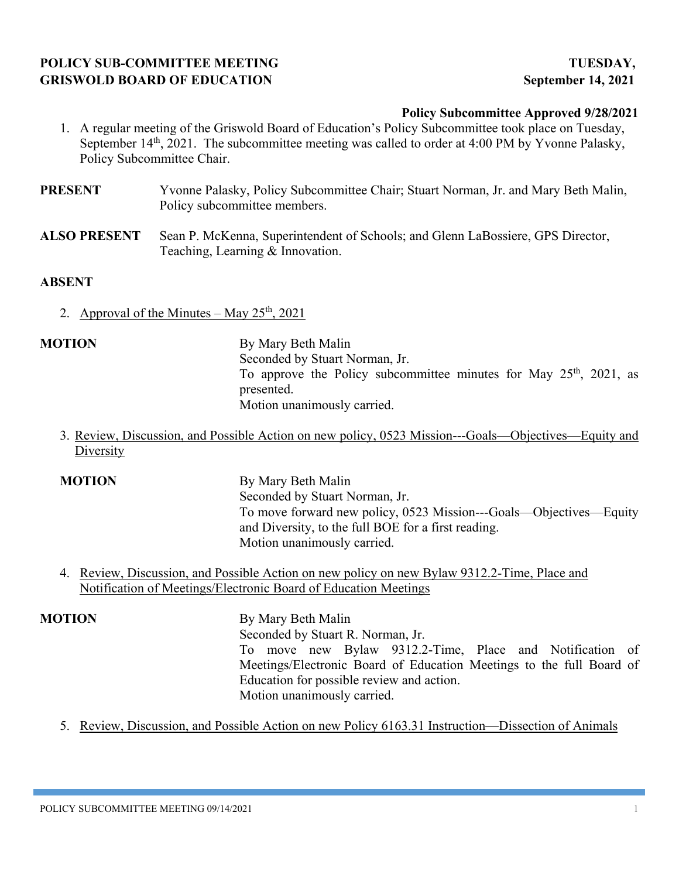**POLICY SUB-COMMITTEE MEETING** **TUESDAY,**
**GRISWOLD BOARD OF EDUCATION** **September 14, 2021**

**Policy Subcommittee Approved 9/28/2021**

1. A regular meeting of the Griswold Board of Education's Policy Subcommittee took place on Tuesday, September 14th, 2021. The subcommittee meeting was called to order at 4:00 PM by Yvonne Palasky, Policy Subcommittee Chair.

**PRESENT** Yvonne Palasky, Policy Subcommittee Chair; Stuart Norman, Jr. and Mary Beth Malin, Policy subcommittee members.

**ALSO PRESENT** Sean P. McKenna, Superintendent of Schools; and Glenn LaBossiere, GPS Director, Teaching, Learning & Innovation.

**ABSENT**

2. Approval of the Minutes – May 25th, 2021

**MOTION**
By Mary Beth Malin
Seconded by Stuart Norman, Jr.
To approve the Policy subcommittee minutes for May 25th, 2021, as presented.
Motion unanimously carried.

3. Review, Discussion, and Possible Action on new policy, 0523 Mission---Goals—Objectives—Equity and Diversity

**MOTION**
By Mary Beth Malin
Seconded by Stuart Norman, Jr.
To move forward new policy, 0523 Mission---Goals—Objectives—Equity and Diversity, to the full BOE for a first reading.
Motion unanimously carried.

4. Review, Discussion, and Possible Action on new policy on new Bylaw 9312.2-Time, Place and Notification of Meetings/Electronic Board of Education Meetings

**MOTION**
By Mary Beth Malin
Seconded by Stuart R. Norman, Jr.
To move new Bylaw 9312.2-Time, Place and Notification of Meetings/Electronic Board of Education Meetings to the full Board of Education for possible review and action.
Motion unanimously carried.

5. Review, Discussion, and Possible Action on new Policy 6163.31 Instruction—Dissection of Animals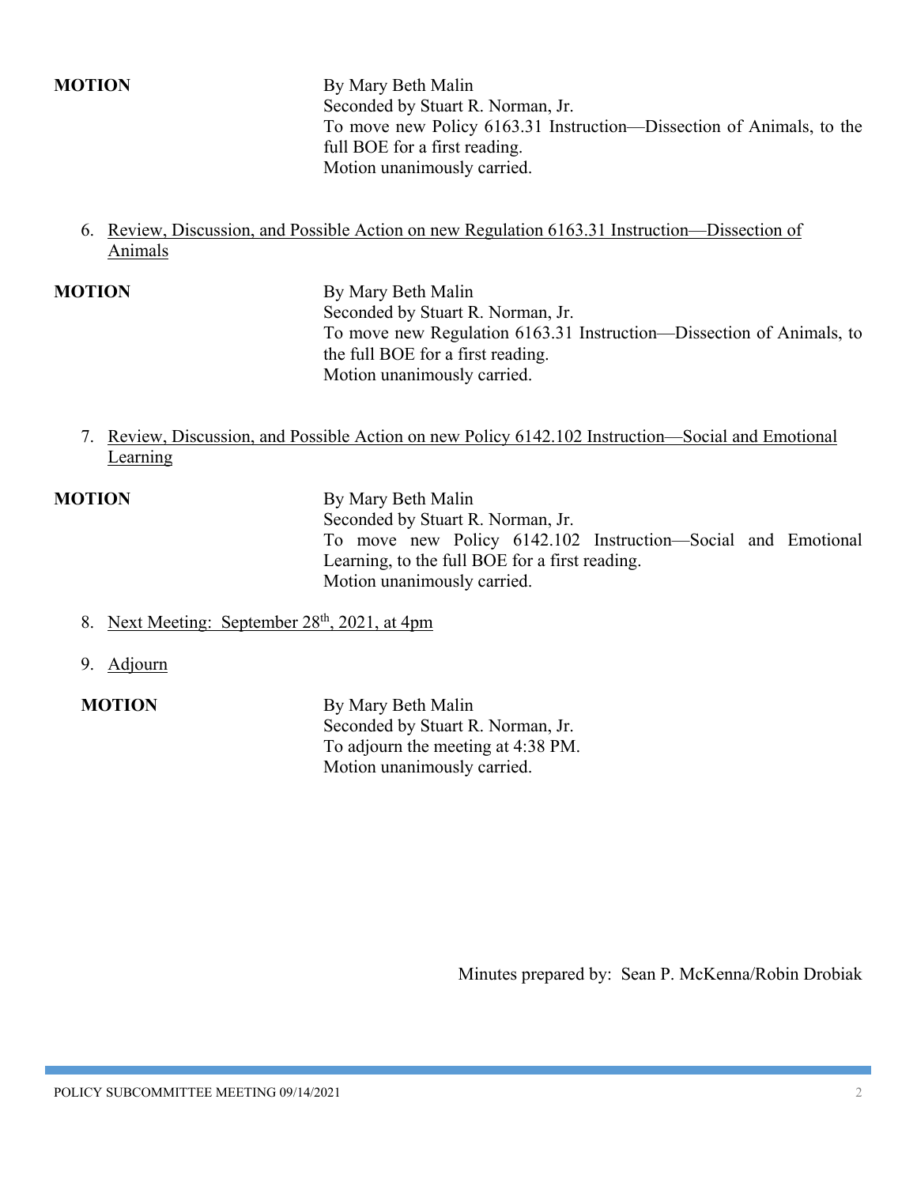**MOTION**

By Mary Beth Malin
Seconded by Stuart R. Norman, Jr.
To move new Policy 6163.31 Instruction—Dissection of Animals, to the full BOE for a first reading.
Motion unanimously carried.

6. Review, Discussion, and Possible Action on new Regulation 6163.31 Instruction—Dissection of Animals

**MOTION**

By Mary Beth Malin
Seconded by Stuart R. Norman, Jr.
To move new Regulation 6163.31 Instruction—Dissection of Animals, to the full BOE for a first reading.
Motion unanimously carried.

7. Review, Discussion, and Possible Action on new Policy 6142.102 Instruction—Social and Emotional Learning

**MOTION**

By Mary Beth Malin
Seconded by Stuart R. Norman, Jr.
To move new Policy 6142.102 Instruction—Social and Emotional Learning, to the full BOE for a first reading.
Motion unanimously carried.

8. Next Meeting: September 28th, 2021, at 4pm

9. Adjourn

**MOTION**

By Mary Beth Malin
Seconded by Stuart R. Norman, Jr.
To adjourn the meeting at 4:38 PM.
Motion unanimously carried.

Minutes prepared by: Sean P. McKenna/Robin Drobiak